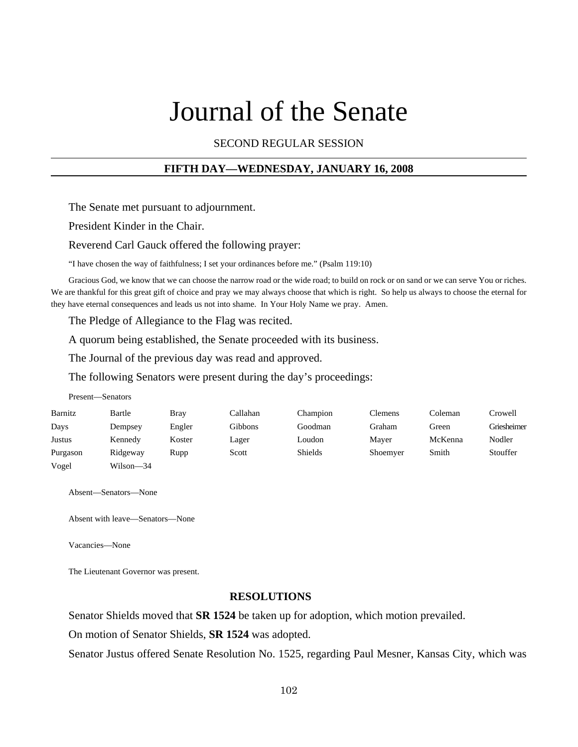# Journal of the Senate

SECOND REGULAR SESSION

## FIFTH DAY—WEDNESDAY, JANUARY 16, 2008

The Senate met pursuant to adjournment.

President Kinder in the Chair.

Reverend Carl Gauck offered the following prayer:

"I have chosen the way of faithfulness; I set your ordinances before me." (Psalm 119:10)

Gracious God, we know that we can choose the narrow road or the wide road; to build on rock or on sand or we can serve You or riches. We are thankful for this great gift of choice and pray we may always choose that which is right. So help us always to choose the eternal for they have eternal consequences and leads us not into shame. In Your Holy Name we pray. Amen.

The Pledge of Allegiance to the Flag was recited.

A quorum being established, the Senate proceeded with its business.

The Journal of the previous day was read and approved.

The following Senators were present during the day's proceedings:

Present—Senators

| | | | | | | | |
|---|---|---|---|---|---|---|---|
| Barnitz | Bartle | Bray | Callahan | Champion | Clemens | Coleman | Crowell |
| Days | Dempsey | Engler | Gibbons | Goodman | Graham | Green | Griesheimer |
| Justus | Kennedy | Koster | Lager | Loudon | Mayer | McKenna | Nodler |
| Purgason | Ridgeway | Rupp | Scott | Shields | Shoemyer | Smith | Stouffer |
| Vogel | Wilson—34 | | | | | | |

Absent—Senators—None

Absent with leave—Senators—None

Vacancies—None

The Lieutenant Governor was present.

### RESOLUTIONS

Senator Shields moved that **SR 1524** be taken up for adoption, which motion prevailed.

On motion of Senator Shields, **SR 1524** was adopted.

Senator Justus offered Senate Resolution No. 1525, regarding Paul Mesner, Kansas City, which was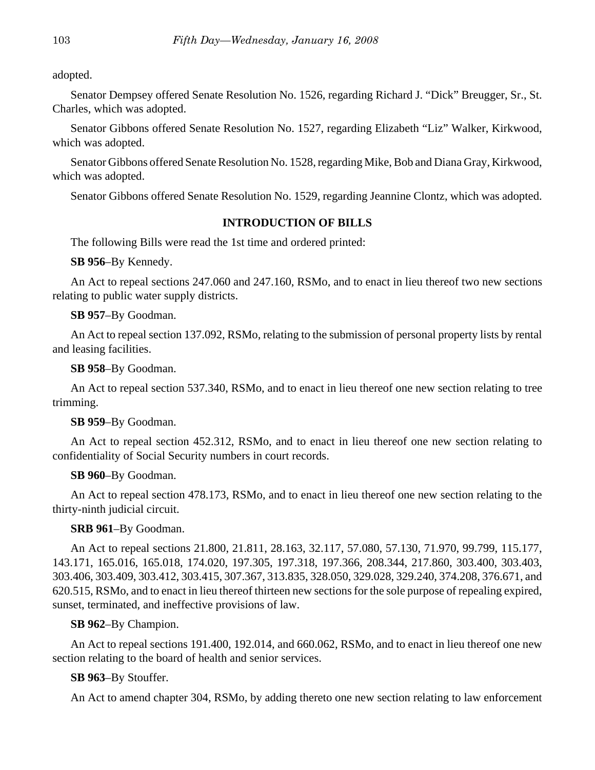adopted.

Senator Dempsey offered Senate Resolution No. 1526, regarding Richard J. "Dick" Breugger, Sr., St. Charles, which was adopted.

Senator Gibbons offered Senate Resolution No. 1527, regarding Elizabeth "Liz" Walker, Kirkwood, which was adopted.

Senator Gibbons offered Senate Resolution No. 1528, regarding Mike, Bob and Diana Gray, Kirkwood, which was adopted.

Senator Gibbons offered Senate Resolution No. 1529, regarding Jeannine Clontz, which was adopted.

**INTRODUCTION OF BILLS**

The following Bills were read the 1st time and ordered printed:

**SB 956**–By Kennedy.

An Act to repeal sections 247.060 and 247.160, RSMo, and to enact in lieu thereof two new sections relating to public water supply districts.

**SB 957**–By Goodman.

An Act to repeal section 137.092, RSMo, relating to the submission of personal property lists by rental and leasing facilities.

**SB 958**–By Goodman.

An Act to repeal section 537.340, RSMo, and to enact in lieu thereof one new section relating to tree trimming.

**SB 959**–By Goodman.

An Act to repeal section 452.312, RSMo, and to enact in lieu thereof one new section relating to confidentiality of Social Security numbers in court records.

**SB 960**–By Goodman.

An Act to repeal section 478.173, RSMo, and to enact in lieu thereof one new section relating to the thirty-ninth judicial circuit.

**SRB 961**–By Goodman.

An Act to repeal sections 21.800, 21.811, 28.163, 32.117, 57.080, 57.130, 71.970, 99.799, 115.177, 143.171, 165.016, 165.018, 174.020, 197.305, 197.318, 197.366, 208.344, 217.860, 303.400, 303.403, 303.406, 303.409, 303.412, 303.415, 307.367, 313.835, 328.050, 329.028, 329.240, 374.208, 376.671, and 620.515, RSMo, and to enact in lieu thereof thirteen new sections for the sole purpose of repealing expired, sunset, terminated, and ineffective provisions of law.

**SB 962**–By Champion.

An Act to repeal sections 191.400, 192.014, and 660.062, RSMo, and to enact in lieu thereof one new section relating to the board of health and senior services.

**SB 963**–By Stouffer.

An Act to amend chapter 304, RSMo, by adding thereto one new section relating to law enforcement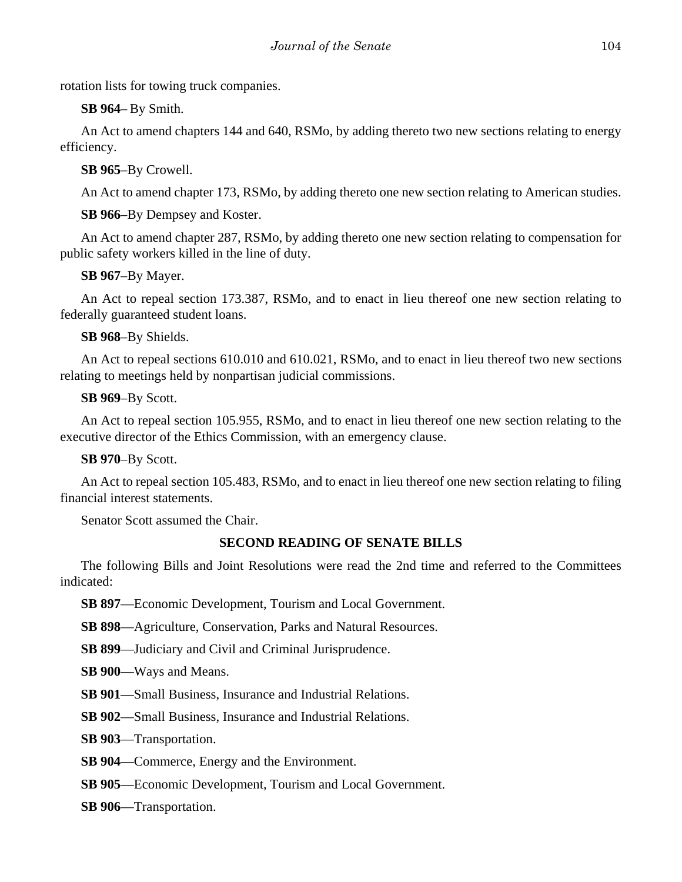rotation lists for towing truck companies.

**SB 964**– By Smith.

An Act to amend chapters 144 and 640, RSMo, by adding thereto two new sections relating to energy efficiency.

**SB 965**–By Crowell.

An Act to amend chapter 173, RSMo, by adding thereto one new section relating to American studies.

**SB 966**–By Dempsey and Koster.

An Act to amend chapter 287, RSMo, by adding thereto one new section relating to compensation for public safety workers killed in the line of duty.

**SB 967**–By Mayer.

An Act to repeal section 173.387, RSMo, and to enact in lieu thereof one new section relating to federally guaranteed student loans.

**SB 968**–By Shields.

An Act to repeal sections 610.010 and 610.021, RSMo, and to enact in lieu thereof two new sections relating to meetings held by nonpartisan judicial commissions.

**SB 969**–By Scott.

An Act to repeal section 105.955, RSMo, and to enact in lieu thereof one new section relating to the executive director of the Ethics Commission, with an emergency clause.

**SB 970**–By Scott.

An Act to repeal section 105.483, RSMo, and to enact in lieu thereof one new section relating to filing financial interest statements.

Senator Scott assumed the Chair.

**SECOND READING OF SENATE BILLS**

The following Bills and Joint Resolutions were read the 2nd time and referred to the Committees indicated:

**SB 897**—Economic Development, Tourism and Local Government.

**SB 898**—Agriculture, Conservation, Parks and Natural Resources.

**SB 899**—Judiciary and Civil and Criminal Jurisprudence.

**SB 900**—Ways and Means.

**SB 901**—Small Business, Insurance and Industrial Relations.

**SB 902**—Small Business, Insurance and Industrial Relations.

**SB 903**—Transportation.

**SB 904**—Commerce, Energy and the Environment.

**SB 905**—Economic Development, Tourism and Local Government.

**SB 906**—Transportation.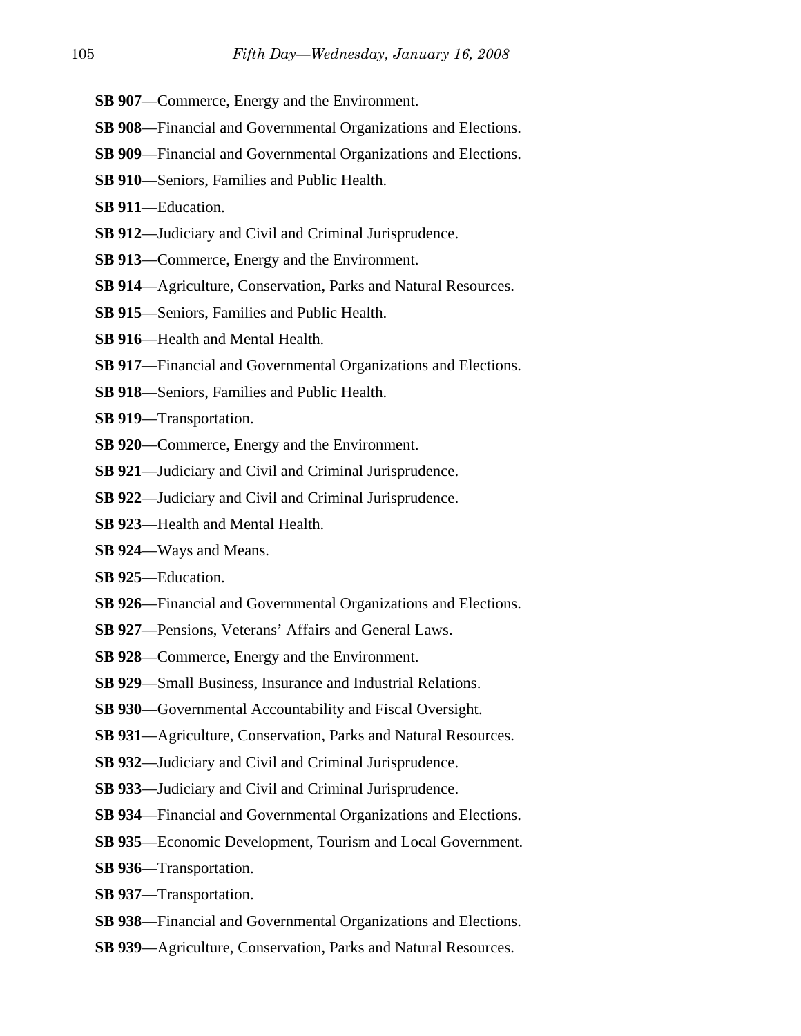**SB 907**—Commerce, Energy and the Environment.

**SB 908**—Financial and Governmental Organizations and Elections.

**SB 909**—Financial and Governmental Organizations and Elections.

**SB 910**—Seniors, Families and Public Health.

**SB 911**—Education.

**SB 912**—Judiciary and Civil and Criminal Jurisprudence.

**SB 913**—Commerce, Energy and the Environment.

**SB 914**—Agriculture, Conservation, Parks and Natural Resources.

**SB 915**—Seniors, Families and Public Health.

**SB 916**—Health and Mental Health.

**SB 917**—Financial and Governmental Organizations and Elections.

**SB 918**—Seniors, Families and Public Health.

**SB 919**—Transportation.

**SB 920**—Commerce, Energy and the Environment.

**SB 921**—Judiciary and Civil and Criminal Jurisprudence.

**SB 922**—Judiciary and Civil and Criminal Jurisprudence.

**SB 923**—Health and Mental Health.

**SB 924**—Ways and Means.

**SB 925**—Education.

**SB 926**—Financial and Governmental Organizations and Elections.

**SB 927**—Pensions, Veterans' Affairs and General Laws.

**SB 928**—Commerce, Energy and the Environment.

**SB 929**—Small Business, Insurance and Industrial Relations.

**SB 930**—Governmental Accountability and Fiscal Oversight.

**SB 931**—Agriculture, Conservation, Parks and Natural Resources.

**SB 932**—Judiciary and Civil and Criminal Jurisprudence.

**SB 933**—Judiciary and Civil and Criminal Jurisprudence.

**SB 934**—Financial and Governmental Organizations and Elections.

**SB 935**—Economic Development, Tourism and Local Government.

**SB 936**—Transportation.

**SB 937**—Transportation.

**SB 938**—Financial and Governmental Organizations and Elections.

**SB 939**—Agriculture, Conservation, Parks and Natural Resources.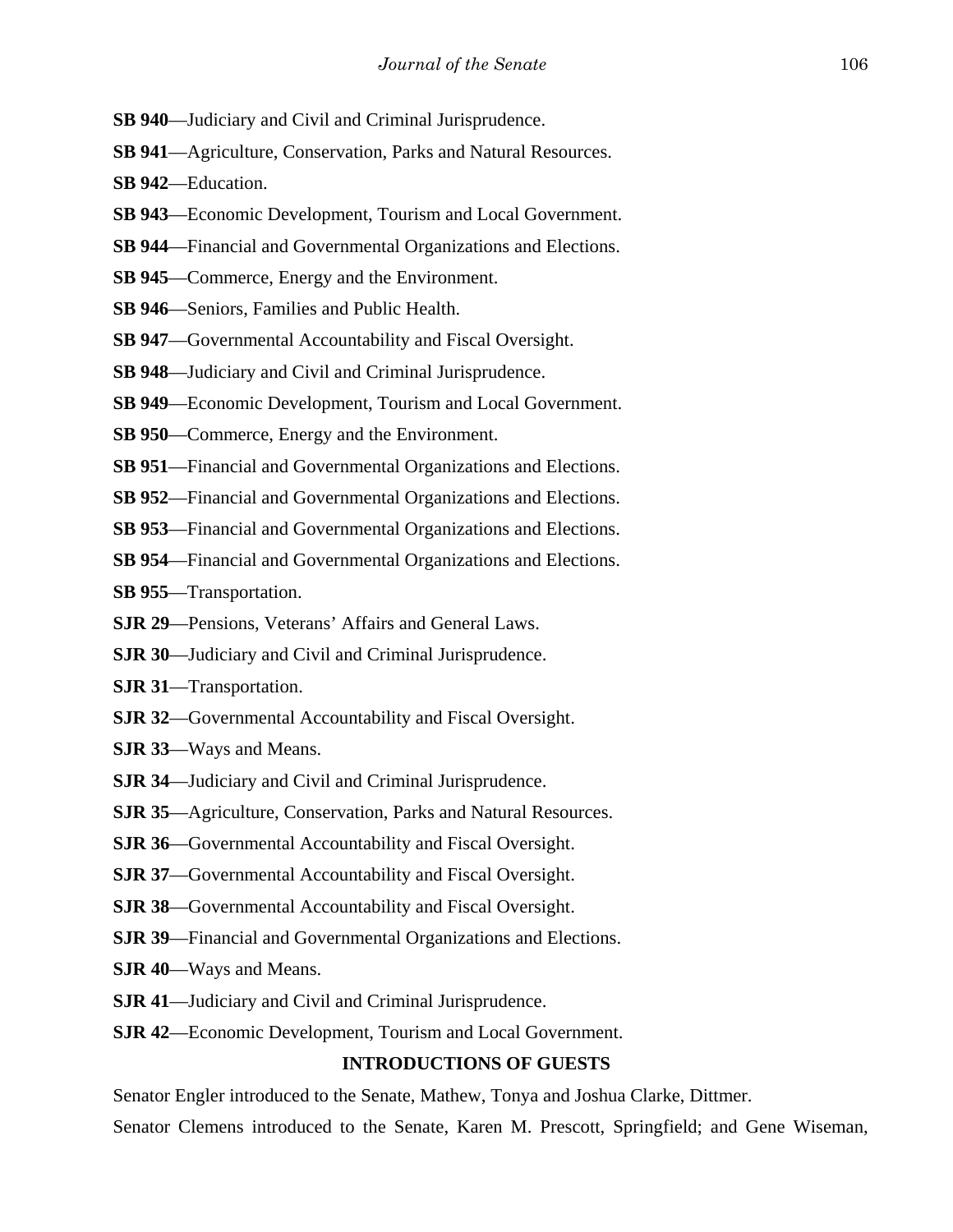**SB 940**—Judiciary and Civil and Criminal Jurisprudence.

**SB 941**—Agriculture, Conservation, Parks and Natural Resources.

**SB 942**—Education.

**SB 943**—Economic Development, Tourism and Local Government.

**SB 944**—Financial and Governmental Organizations and Elections.

**SB 945**—Commerce, Energy and the Environment.

**SB 946**—Seniors, Families and Public Health.

**SB 947**—Governmental Accountability and Fiscal Oversight.

**SB 948**—Judiciary and Civil and Criminal Jurisprudence.

**SB 949**—Economic Development, Tourism and Local Government.

**SB 950**—Commerce, Energy and the Environment.

**SB 951**—Financial and Governmental Organizations and Elections.

**SB 952**—Financial and Governmental Organizations and Elections.

**SB 953**—Financial and Governmental Organizations and Elections.

**SB 954**—Financial and Governmental Organizations and Elections.

**SB 955**—Transportation.

**SJR 29**—Pensions, Veterans' Affairs and General Laws.

**SJR 30**—Judiciary and Civil and Criminal Jurisprudence.

**SJR 31**—Transportation.

**SJR 32**—Governmental Accountability and Fiscal Oversight.

**SJR 33**—Ways and Means.

**SJR 34**—Judiciary and Civil and Criminal Jurisprudence.

**SJR 35**—Agriculture, Conservation, Parks and Natural Resources.

**SJR 36**—Governmental Accountability and Fiscal Oversight.

**SJR 37**—Governmental Accountability and Fiscal Oversight.

**SJR 38**—Governmental Accountability and Fiscal Oversight.

**SJR 39**—Financial and Governmental Organizations and Elections.

**SJR 40**—Ways and Means.

**SJR 41**—Judiciary and Civil and Criminal Jurisprudence.

**SJR 42**—Economic Development, Tourism and Local Government.

## INTRODUCTIONS OF GUESTS

Senator Engler introduced to the Senate, Mathew, Tonya and Joshua Clarke, Dittmer.

Senator Clemens introduced to the Senate, Karen M. Prescott, Springfield; and Gene Wiseman,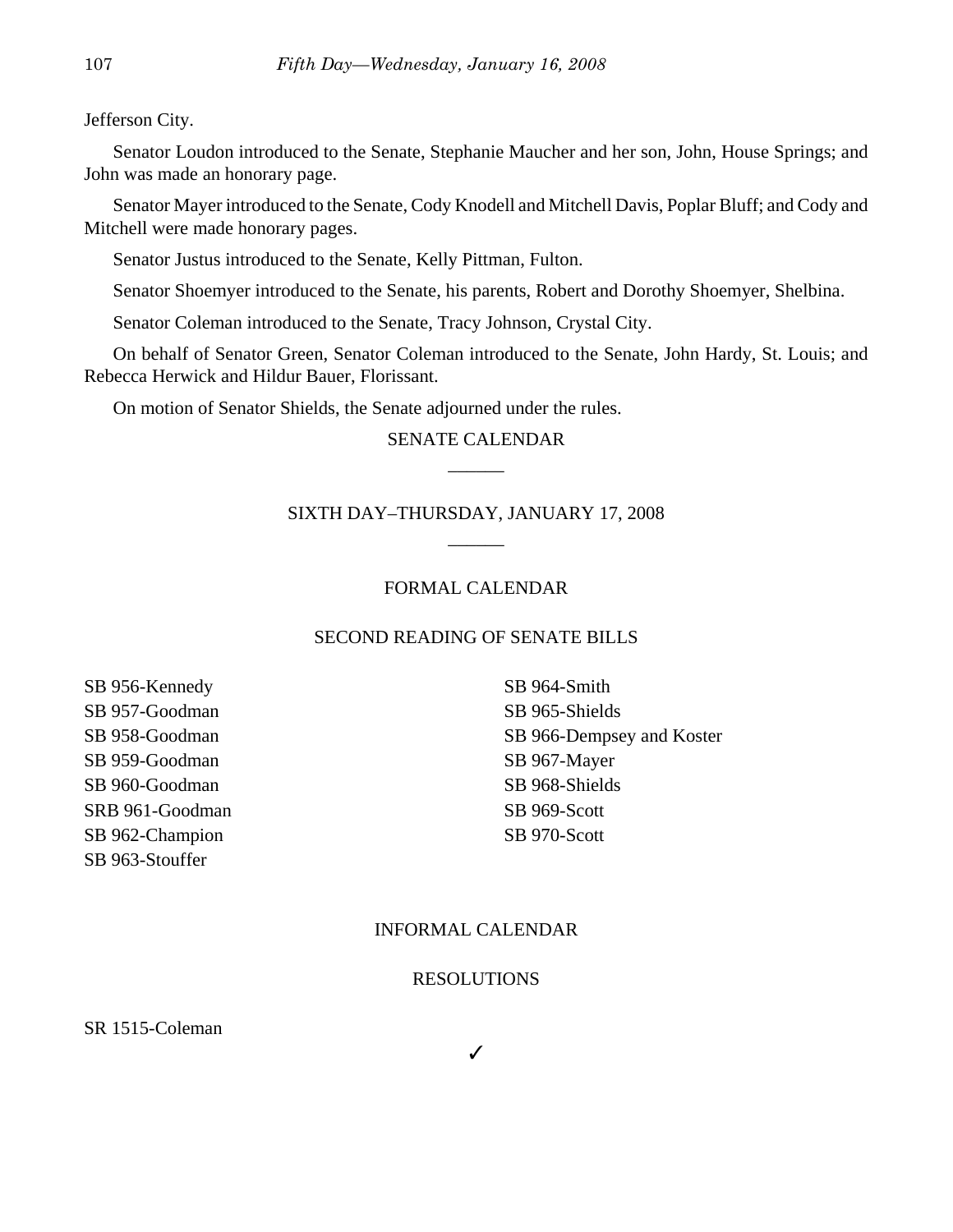Jefferson City.

Senator Loudon introduced to the Senate, Stephanie Maucher and her son, John, House Springs; and John was made an honorary page.

Senator Mayer introduced to the Senate, Cody Knodell and Mitchell Davis, Poplar Bluff; and Cody and Mitchell were made honorary pages.

Senator Justus introduced to the Senate, Kelly Pittman, Fulton.

Senator Shoemyer introduced to the Senate, his parents, Robert and Dorothy Shoemyer, Shelbina.

Senator Coleman introduced to the Senate, Tracy Johnson, Crystal City.

On behalf of Senator Green, Senator Coleman introduced to the Senate, John Hardy, St. Louis; and Rebecca Herwick and Hildur Bauer, Florissant.

On motion of Senator Shields, the Senate adjourned under the rules.

## SENATE CALENDAR

______

## SIXTH DAY–THURSDAY, JANUARY 17, 2008

______

### FORMAL CALENDAR

### SECOND READING OF SENATE BILLS

SB 956-Kennedy
SB 957-Goodman
SB 958-Goodman
SB 959-Goodman
SB 960-Goodman
SRB 961-Goodman
SB 962-Champion
SB 963-Stouffer
SB 964-Smith
SB 965-Shields
SB 966-Dempsey and Koster
SB 967-Mayer
SB 968-Shields
SB 969-Scott
SB 970-Scott

### INFORMAL CALENDAR

### RESOLUTIONS

SR 1515-Coleman

✓